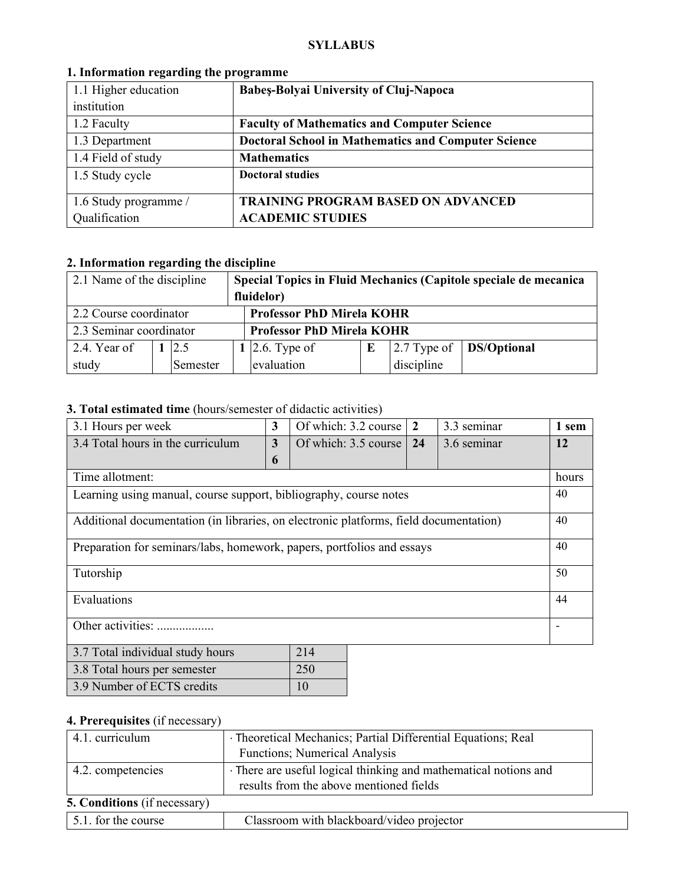**SYLLABUS**

**1. Information regarding the programme**

| | |
|---|---|
| 1.1 Higher education institution | **Babeş-Bolyai University of Cluj-Napoca** |
| 1.2 Faculty | **Faculty of Mathematics and Computer Science** |
| 1.3 Department | **Doctoral School in Mathematics and Computer Science** |
| 1.4 Field of study | **Mathematics** |
| 1.5 Study cycle | **Doctoral studies** |
| 1.6 Study programme / Qualification | **TRAINING PROGRAM BASED ON ADVANCED ACADEMIC STUDIES** |

**2. Information regarding the discipline**

| | | | | | | | |
|---|---|---|---|---|---|---|---|
| 2.1 Name of the discipline | **Special Topics in Fluid Mechanics (Capitole speciale de mecanica fluidelor)** | | | | | | |
| 2.2 Course coordinator | **Professor PhD Mirela KOHR** | | | | | | |
| 2.3 Seminar coordinator | **Professor PhD Mirela KOHR** | | | | | | |
| 2.4. Year of study | **1** | 2.5 Semester | **1** | 2.6. Type of evaluation | **E** | 2.7 Type of discipline | **DS/Optional** |

**3. Total estimated time** (hours/semester of didactic activities)

| | | | | | |
|---|---|---|---|---|---|
| 3.1 Hours per week | **3** | Of which: 3.2 course | **2** | 3.3 seminar | **1 sem** |
| 3.4 Total hours in the curriculum | **36** | Of which: 3.5 course | **24** | 3.6 seminar | **12** |

| Time allotment: | hours |
|---|---|
| Learning using manual, course support, bibliography, course notes | 40 |
| Additional documentation (in libraries, on electronic platforms, field documentation) | 40 |
| Preparation for seminars/labs, homework, papers, portfolios and essays | 40 |
| Tutorship | 50 |
| Evaluations | 44 |
| Other activities: .................. | - |

| | |
|---|---|
| 3.7 Total individual study hours | 214 |
| 3.8 Total hours per semester | 250 |
| 3.9 Number of ECTS credits | 10 |

**4. Prerequisites** (if necessary)

| | |
|---|---|
| 4.1. curriculum | · Theoretical Mechanics; Partial Differential Equations; Real Functions; Numerical Analysis |
| 4.2. competencies | · There are useful logical thinking and mathematical notions and results from the above mentioned fields |

**5. Conditions** (if necessary)

| | |
|---|---|
| 5.1. for the course | Classroom with blackboard/video projector |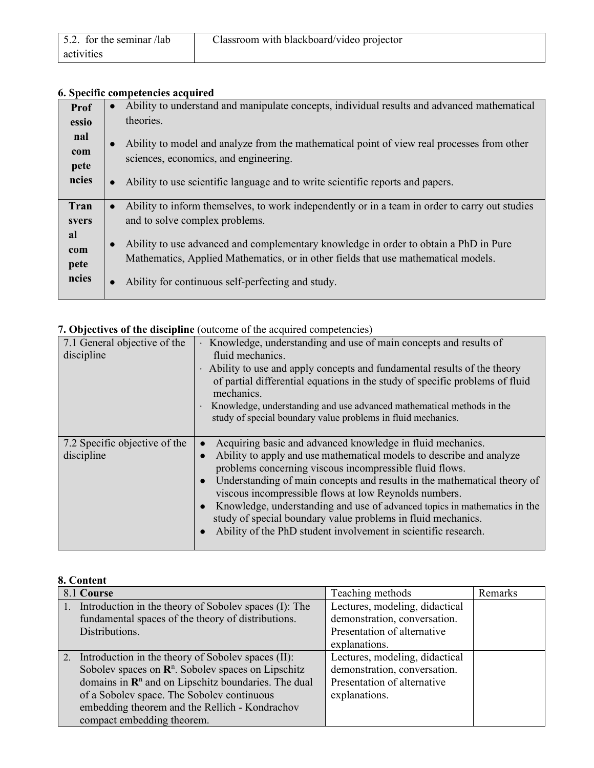| 5.2. for the seminar /lab activities | Classroom with blackboard/video projector |
|---|---|

**6. Specific competencies acquired**

| | |
|---|---|
| **Professional competencies** | • Ability to understand and manipulate concepts, individual results and advanced mathematical theories.<br>• Ability to model and analyze from the mathematical point of view real processes from other sciences, economics, and engineering.<br>• Ability to use scientific language and to write scientific reports and papers. |
| **Transversal competencies** | • Ability to inform themselves, to work independently or in a team in order to carry out studies and to solve complex problems.<br>• Ability to use advanced and complementary knowledge in order to obtain a PhD in Pure Mathematics, Applied Mathematics, or in other fields that use mathematical models.<br>• Ability for continuous self-perfecting and study. |

**7. Objectives of the discipline** (outcome of the acquired competencies)

| | |
|---|---|
| 7.1 General objective of the discipline | · Knowledge, understanding and use of main concepts and results of fluid mechanics.<br>· Ability to use and apply concepts and fundamental results of the theory of partial differential equations in the study of specific problems of fluid mechanics.<br>· Knowledge, understanding and use advanced mathematical methods in the study of special boundary value problems in fluid mechanics. |
| 7.2 Specific objective of the discipline | • Acquiring basic and advanced knowledge in fluid mechanics.<br>• Ability to apply and use mathematical models to describe and analyze problems concerning viscous incompressible fluid flows.<br>• Understanding of main concepts and results in the mathematical theory of viscous incompressible flows at low Reynolds numbers.<br>• Knowledge, understanding and use of advanced topics in mathematics in the study of special boundary value problems in fluid mechanics.<br>• Ability of the PhD student involvement in scientific research. |

**8. Content**

| 8.1 **Course** | Teaching methods | Remarks |
|---|---|---|
| 1. Introduction in the theory of Sobolev spaces (I): The fundamental spaces of the theory of distributions. Distributions. | Lectures, modeling, didactical demonstration, conversation. Presentation of alternative explanations. | |
| 2. Introduction in the theory of Sobolev spaces (II): Sobolev spaces on $\mathbf{R}^n$. Sobolev spaces on Lipschitz domains in $\mathbf{R}^n$ and on Lipschitz boundaries. The dual of a Sobolev space. The Sobolev continuous embedding theorem and the Rellich - Kondrachov compact embedding theorem. | Lectures, modeling, didactical demonstration, conversation. Presentation of alternative explanations. | |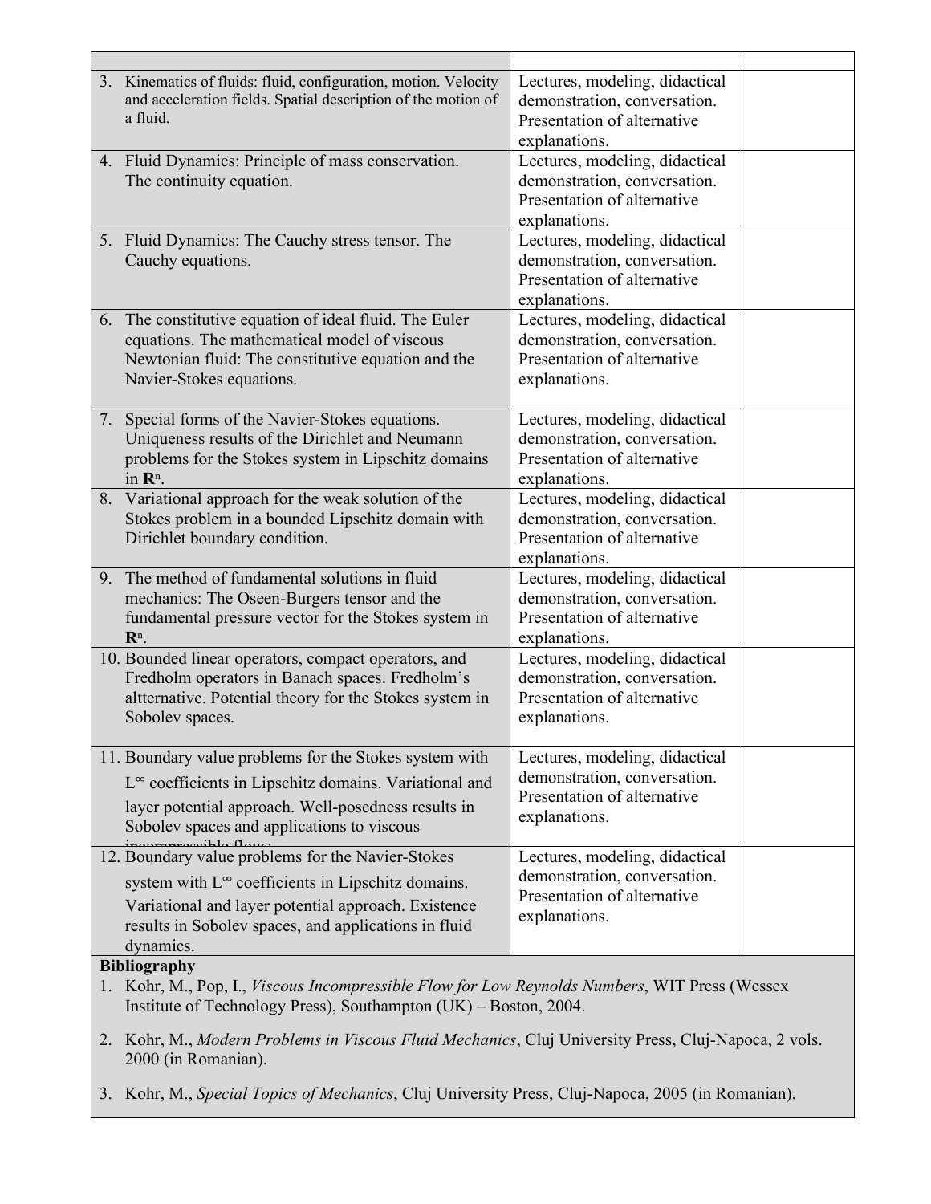| | | |
|---|---|---|
| 3. Kinematics of fluids: fluid, configuration, motion. Velocity and acceleration fields. Spatial description of the motion of a fluid. | Lectures, modeling, didactical demonstration, conversation. Presentation of alternative explanations. | |
| 4. Fluid Dynamics: Principle of mass conservation. The continuity equation. | Lectures, modeling, didactical demonstration, conversation. Presentation of alternative explanations. | |
| 5. Fluid Dynamics: The Cauchy stress tensor. The Cauchy equations. | Lectures, modeling, didactical demonstration, conversation. Presentation of alternative explanations. | |
| 6. The constitutive equation of ideal fluid. The Euler equations. The mathematical model of viscous Newtonian fluid: The constitutive equation and the Navier-Stokes equations. | Lectures, modeling, didactical demonstration, conversation. Presentation of alternative explanations. | |
| 7. Special forms of the Navier-Stokes equations. Uniqueness results of the Dirichlet and Neumann problems for the Stokes system in Lipschitz domains in $\mathbf{R}^n$. | Lectures, modeling, didactical demonstration, conversation. Presentation of alternative explanations. | |
| 8. Variational approach for the weak solution of the Stokes problem in a bounded Lipschitz domain with Dirichlet boundary condition. | Lectures, modeling, didactical demonstration, conversation. Presentation of alternative explanations. | |
| 9. The method of fundamental solutions in fluid mechanics: The Oseen-Burgers tensor and the fundamental pressure vector for the Stokes system in $\mathbf{R}^n$. | Lectures, modeling, didactical demonstration, conversation. Presentation of alternative explanations. | |
| 10. Bounded linear operators, compact operators, and Fredholm operators in Banach spaces. Fredholm's altternative. Potential theory for the Stokes system in Sobolev spaces. | Lectures, modeling, didactical demonstration, conversation. Presentation of alternative explanations. | |
| 11. Boundary value problems for the Stokes system with $L^\infty$ coefficients in Lipschitz domains. Variational and layer potential approach. Well-posedness results in Sobolev spaces and applications to viscous incompressible flows | Lectures, modeling, didactical demonstration, conversation. Presentation of alternative explanations. | |
| 12. Boundary value problems for the Navier-Stokes system with $L^\infty$ coefficients in Lipschitz domains. Variational and layer potential approach. Existence results in Sobolev spaces, and applications in fluid dynamics. | Lectures, modeling, didactical demonstration, conversation. Presentation of alternative explanations. | |

**Bibliography**

1. Kohr, M., Pop, I., *Viscous Incompressible Flow for Low Reynolds Numbers*, WIT Press (Wessex Institute of Technology Press), Southampton (UK) – Boston, 2004.
2. Kohr, M., *Modern Problems in Viscous Fluid Mechanics*, Cluj University Press, Cluj-Napoca, 2 vols. 2000 (in Romanian).
3. Kohr, M., *Special Topics of Mechanics*, Cluj University Press, Cluj-Napoca, 2005 (in Romanian).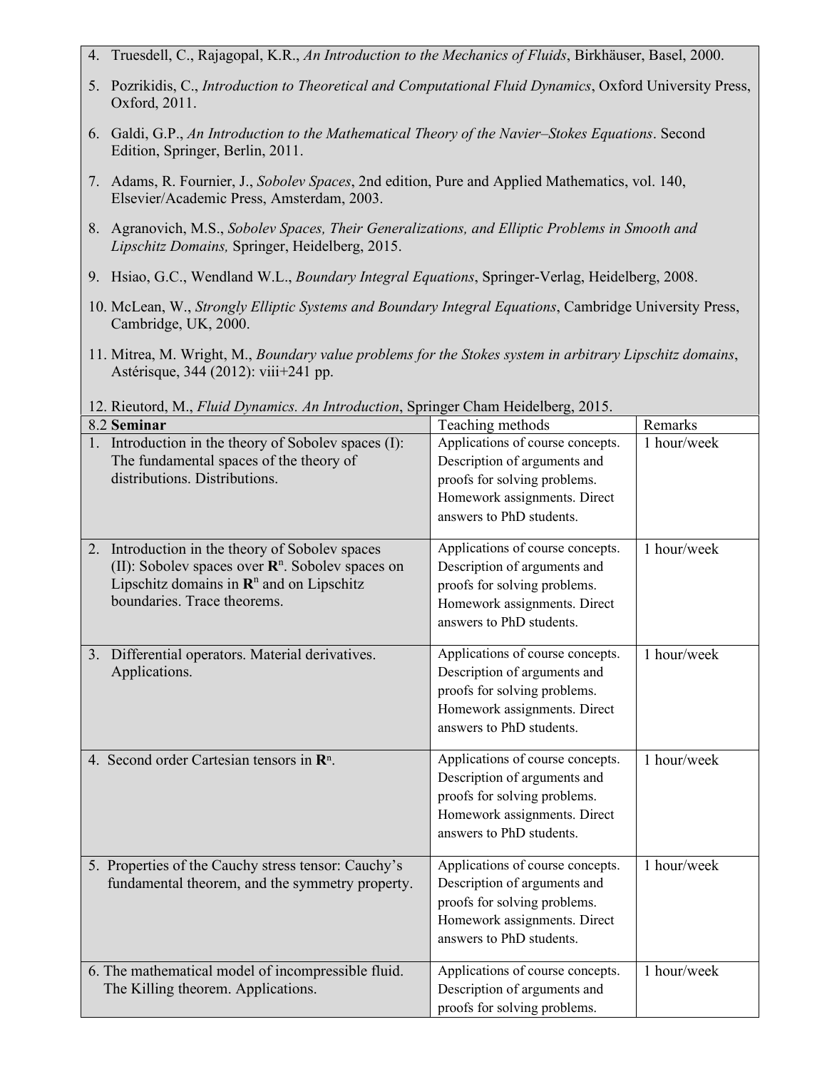4. Truesdell, C., Rajagopal, K.R., *An Introduction to the Mechanics of Fluids*, Birkhäuser, Basel, 2000.
5. Pozrikidis, C., *Introduction to Theoretical and Computational Fluid Dynamics*, Oxford University Press, Oxford, 2011.
6. Galdi, G.P., *An Introduction to the Mathematical Theory of the Navier–Stokes Equations*. Second Edition, Springer, Berlin, 2011.
7. Adams, R. Fournier, J., *Sobolev Spaces*, 2nd edition, Pure and Applied Mathematics, vol. 140, Elsevier/Academic Press, Amsterdam, 2003.
8. Agranovich, M.S., *Sobolev Spaces, Their Generalizations, and Elliptic Problems in Smooth and Lipschitz Domains,* Springer, Heidelberg, 2015.
9. Hsiao, G.C., Wendland W.L., *Boundary Integral Equations*, Springer-Verlag, Heidelberg, 2008.
10. McLean, W., *Strongly Elliptic Systems and Boundary Integral Equations*, Cambridge University Press, Cambridge, UK, 2000.
11. Mitrea, M. Wright, M., *Boundary value problems for the Stokes system in arbitrary Lipschitz domains*, Astérisque, 344 (2012): viii+241 pp.
12. Rieutord, M., *Fluid Dynamics. An Introduction*, Springer Cham Heidelberg, 2015.

| 8.2 **Seminar** | Teaching methods | Remarks |
|---|---|---|
| 1. Introduction in the theory of Sobolev spaces (I): The fundamental spaces of the theory of distributions. Distributions. | Applications of course concepts. Description of arguments and proofs for solving problems. Homework assignments. Direct answers to PhD students. | 1 hour/week |
| 2. Introduction in the theory of Sobolev spaces (II): Sobolev spaces over $\mathbf{R}^n$. Sobolev spaces on Lipschitz domains in $\mathbf{R}^n$ and on Lipschitz boundaries. Trace theorems. | Applications of course concepts. Description of arguments and proofs for solving problems. Homework assignments. Direct answers to PhD students. | 1 hour/week |
| 3. Differential operators. Material derivatives. Applications. | Applications of course concepts. Description of arguments and proofs for solving problems. Homework assignments. Direct answers to PhD students. | 1 hour/week |
| 4. Second order Cartesian tensors in $\mathbf{R}^n$. | Applications of course concepts. Description of arguments and proofs for solving problems. Homework assignments. Direct answers to PhD students. | 1 hour/week |
| 5. Properties of the Cauchy stress tensor: Cauchy's fundamental theorem, and the symmetry property. | Applications of course concepts. Description of arguments and proofs for solving problems. Homework assignments. Direct answers to PhD students. | 1 hour/week |
| 6. The mathematical model of incompressible fluid. The Killing theorem. Applications. | Applications of course concepts. Description of arguments and proofs for solving problems. | 1 hour/week |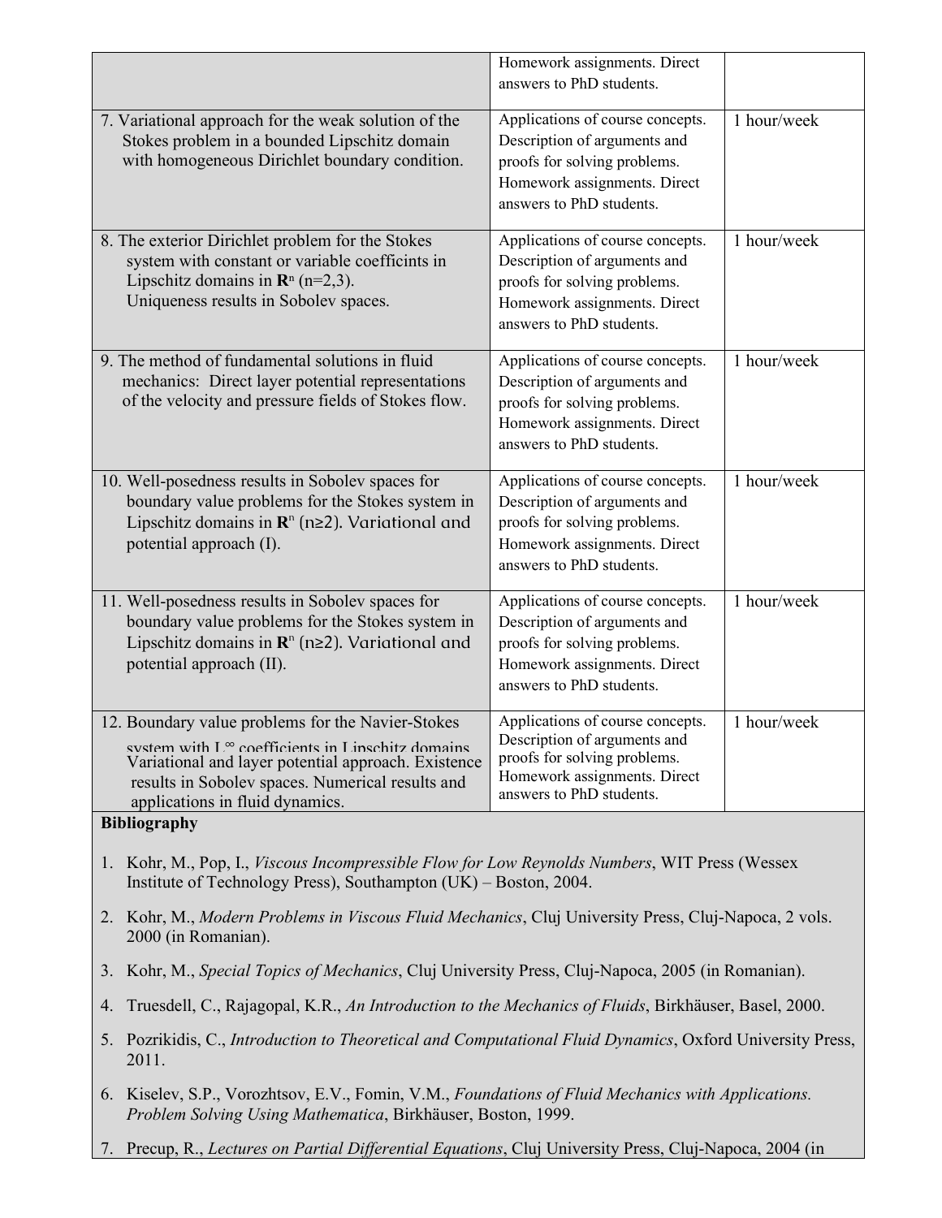| | | |
|---|---|---|
| | Homework assignments. Direct answers to PhD students. | |
| 7. Variational approach for the weak solution of the Stokes problem in a bounded Lipschitz domain with homogeneous Dirichlet boundary condition. | Applications of course concepts. Description of arguments and proofs for solving problems. Homework assignments. Direct answers to PhD students. | 1 hour/week |
| 8. The exterior Dirichlet problem for the Stokes system with constant or variable coefficints in Lipschitz domains in $\mathbf{R}^n$ (n=2,3). Uniqueness results in Sobolev spaces. | Applications of course concepts. Description of arguments and proofs for solving problems. Homework assignments. Direct answers to PhD students. | 1 hour/week |
| 9. The method of fundamental solutions in fluid mechanics: Direct layer potential representations of the velocity and pressure fields of Stokes flow. | Applications of course concepts. Description of arguments and proofs for solving problems. Homework assignments. Direct answers to PhD students. | 1 hour/week |
| 10. Well-posedness results in Sobolev spaces for boundary value problems for the Stokes system in Lipschitz domains in $\mathbf{R}^n$ (n≥2). Variational and potential approach (I). | Applications of course concepts. Description of arguments and proofs for solving problems. Homework assignments. Direct answers to PhD students. | 1 hour/week |
| 11. Well-posedness results in Sobolev spaces for boundary value problems for the Stokes system in Lipschitz domains in $\mathbf{R}^n$ (n≥2). Variational and potential approach (II). | Applications of course concepts. Description of arguments and proofs for solving problems. Homework assignments. Direct answers to PhD students. | 1 hour/week |
| 12. Boundary value problems for the Navier-Stokes system with $L^\infty$ coefficients in Lipschitz domains. Variational and layer potential approach. Existence results in Sobolev spaces. Numerical results and applications in fluid dynamics. | Applications of course concepts. Description of arguments and proofs for solving problems. Homework assignments. Direct answers to PhD students. | 1 hour/week |

**Bibliography**

1. Kohr, M., Pop, I., *Viscous Incompressible Flow for Low Reynolds Numbers*, WIT Press (Wessex Institute of Technology Press), Southampton (UK) – Boston, 2004.
2. Kohr, M., *Modern Problems in Viscous Fluid Mechanics*, Cluj University Press, Cluj-Napoca, 2 vols. 2000 (in Romanian).
3. Kohr, M., *Special Topics of Mechanics*, Cluj University Press, Cluj-Napoca, 2005 (in Romanian).
4. Truesdell, C., Rajagopal, K.R., *An Introduction to the Mechanics of Fluids*, Birkhäuser, Basel, 2000.
5. Pozrikidis, C., *Introduction to Theoretical and Computational Fluid Dynamics*, Oxford University Press, 2011.
6. Kiselev, S.P., Vorozhtsov, E.V., Fomin, V.M., *Foundations of Fluid Mechanics with Applications. Problem Solving Using Mathematica*, Birkhäuser, Boston, 1999.
7. Precup, R., *Lectures on Partial Differential Equations*, Cluj University Press, Cluj-Napoca, 2004 (in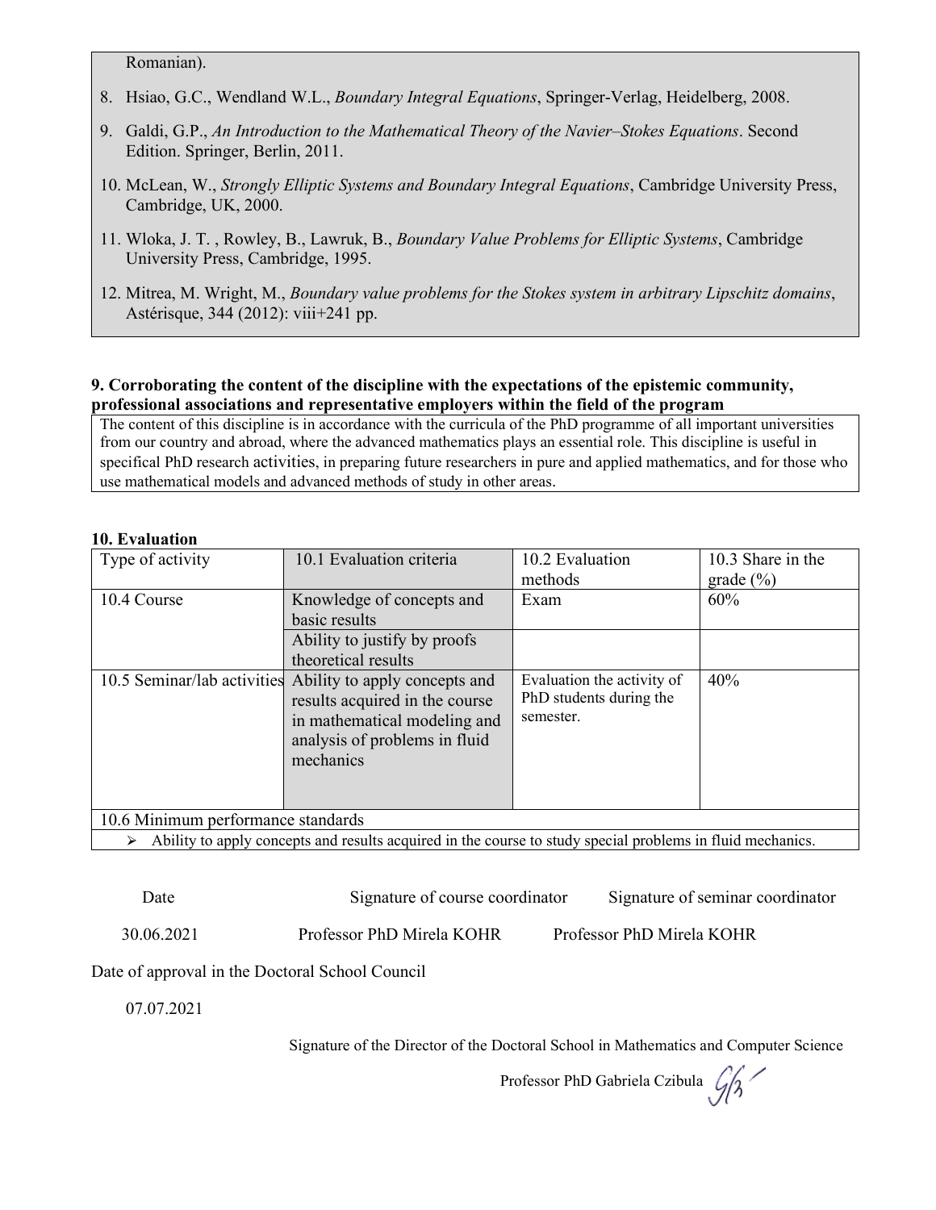Romanian).

8. Hsiao, G.C., Wendland W.L., *Boundary Integral Equations*, Springer-Verlag, Heidelberg, 2008.
9. Galdi, G.P., *An Introduction to the Mathematical Theory of the Navier–Stokes Equations*. Second Edition. Springer, Berlin, 2011.
10. McLean, W., *Strongly Elliptic Systems and Boundary Integral Equations*, Cambridge University Press, Cambridge, UK, 2000.
11. Wloka, J. T. , Rowley, B., Lawruk, B., *Boundary Value Problems for Elliptic Systems*, Cambridge University Press, Cambridge, 1995.
12. Mitrea, M. Wright, M., *Boundary value problems for the Stokes system in arbitrary Lipschitz domains*, Astérisque, 344 (2012): viii+241 pp.

**9. Corroborating the content of the discipline with the expectations of the epistemic community, professional associations and representative employers within the field of the program**

The content of this discipline is in accordance with the curricula of the PhD programme of all important universities from our country and abroad, where the advanced mathematics plays an essential role. This discipline is useful in specifical PhD research activities, in preparing future researchers in pure and applied mathematics, and for those who use mathematical models and advanced methods of study in other areas.

**10. Evaluation**

| Type of activity | 10.1 Evaluation criteria | 10.2 Evaluation methods | 10.3 Share in the grade (%) |
|---|---|---|---|
| 10.4 Course | Knowledge of concepts and basic results | Exam | 60% |
| | Ability to justify by proofs theoretical results | | |
| 10.5 Seminar/lab activities | Ability to apply concepts and results acquired in the course in mathematical modeling and analysis of problems in fluid mechanics | Evaluation the activity of PhD students during the semester. | 40% |
| 10.6 Minimum performance standards | | | |
| ➢ Ability to apply concepts and results acquired in the course to study special problems in fluid mechanics. | | | |

| Date | Signature of course coordinator | Signature of seminar coordinator |
|---|---|---|
| 30.06.2021 | Professor PhD Mirela KOHR | Professor PhD Mirela KOHR |

Date of approval in the Doctoral School Council

07.07.2021

Signature of the Director of the Doctoral School in Mathematics and Computer Science

Professor PhD Gabriela Czibula